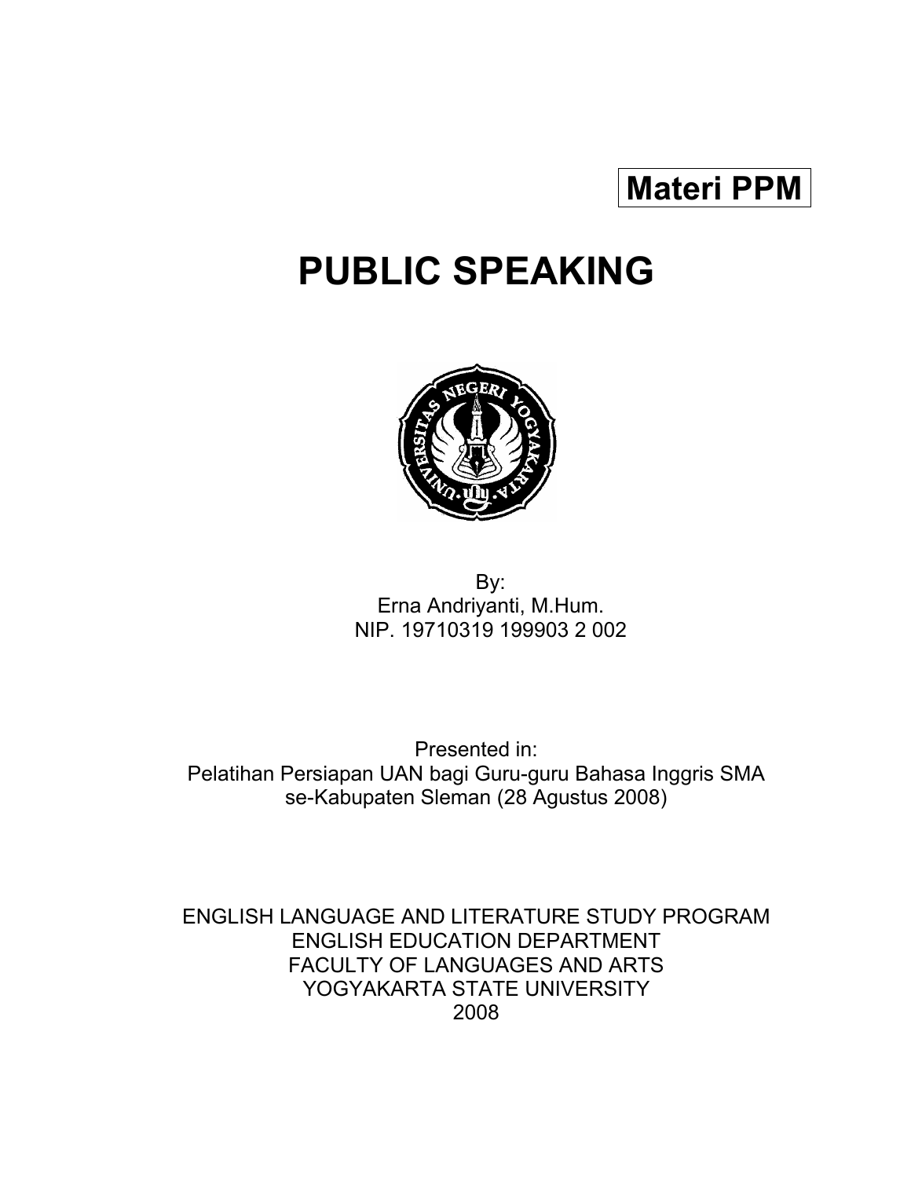**Materi PPM**

# PUBLIC SPEAKING

By:
Erna Andriyanti, M.Hum.
NIP. 19710319 199903 2 002

Presented in:
Pelatihan Persiapan UAN bagi Guru-guru Bahasa Inggris SMA
se-Kabupaten Sleman (28 Agustus 2008)

ENGLISH LANGUAGE AND LITERATURE STUDY PROGRAM
ENGLISH EDUCATION DEPARTMENT
FACULTY OF LANGUAGES AND ARTS
YOGYAKARTA STATE UNIVERSITY
2008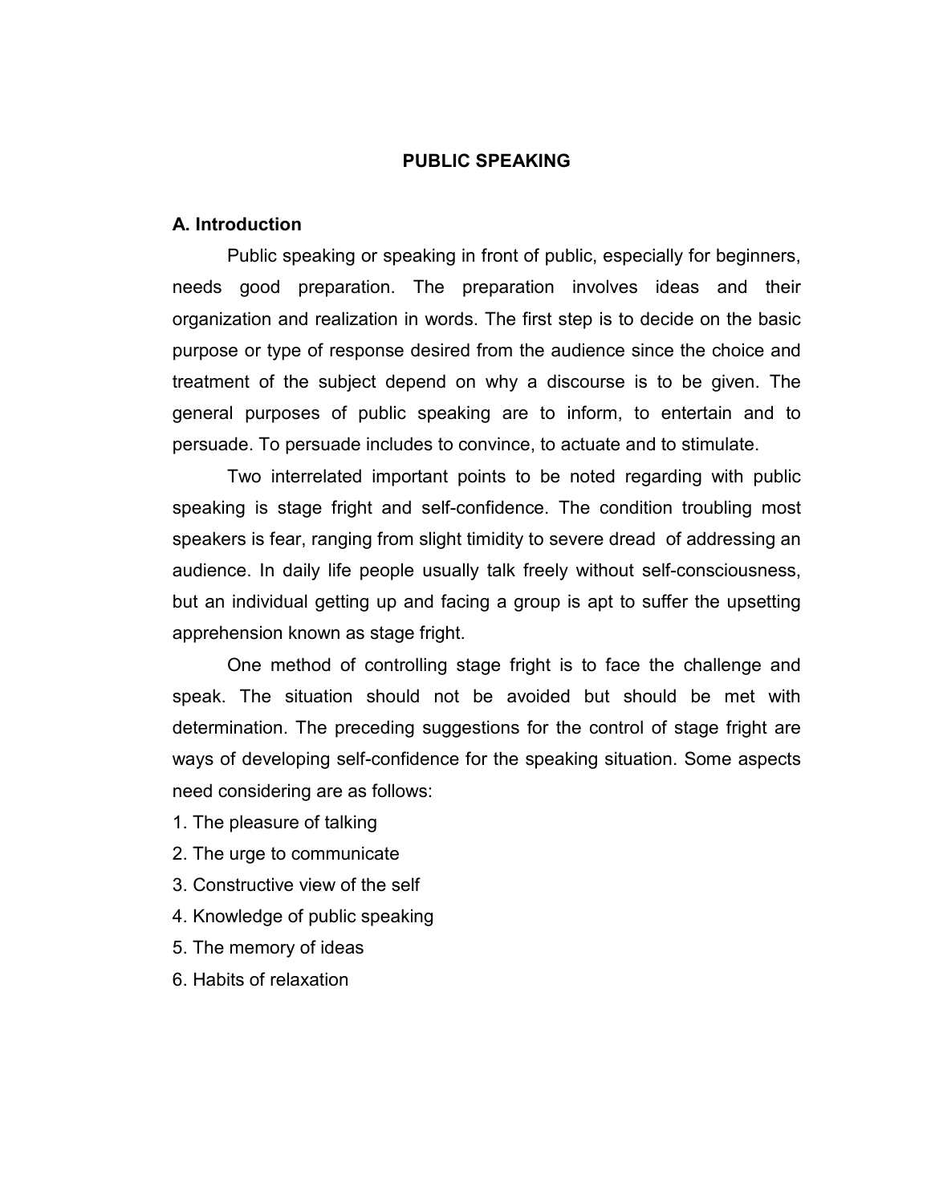# PUBLIC SPEAKING

## A. Introduction

Public speaking or speaking in front of public, especially for beginners, needs good preparation. The preparation involves ideas and their organization and realization in words. The first step is to decide on the basic purpose or type of response desired from the audience since the choice and treatment of the subject depend on why a discourse is to be given. The general purposes of public speaking are to inform, to entertain and to persuade. To persuade includes to convince, to actuate and to stimulate.

Two interrelated important points to be noted regarding with public speaking is stage fright and self-confidence. The condition troubling most speakers is fear, ranging from slight timidity to severe dread of addressing an audience. In daily life people usually talk freely without self-consciousness, but an individual getting up and facing a group is apt to suffer the upsetting apprehension known as stage fright.

One method of controlling stage fright is to face the challenge and speak. The situation should not be avoided but should be met with determination. The preceding suggestions for the control of stage fright are ways of developing self-confidence for the speaking situation. Some aspects need considering are as follows:

1. The pleasure of talking
2. The urge to communicate
3. Constructive view of the self
4. Knowledge of public speaking
5. The memory of ideas
6. Habits of relaxation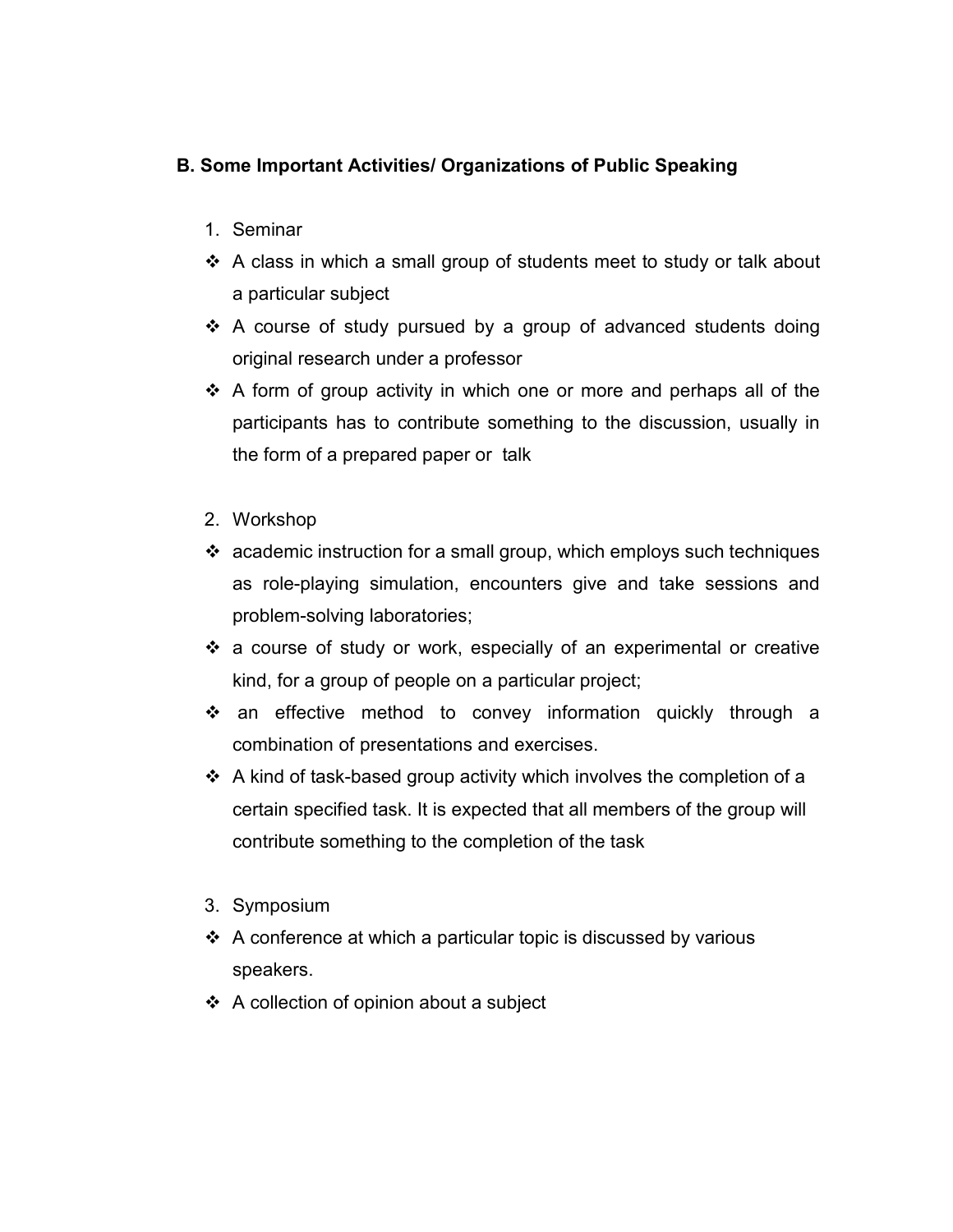### B. Some Important Activities/ Organizations of Public Speaking

1. Seminar

- A class in which a small group of students meet to study or talk about a particular subject
- A course of study pursued by a group of advanced students doing original research under a professor
- A form of group activity in which one or more and perhaps all of the participants has to contribute something to the discussion, usually in the form of a prepared paper or talk

2. Workshop

- academic instruction for a small group, which employs such techniques as role-playing simulation, encounters give and take sessions and problem-solving laboratories;
- a course of study or work, especially of an experimental or creative kind, for a group of people on a particular project;
- an effective method to convey information quickly through a combination of presentations and exercises.
- A kind of task-based group activity which involves the completion of a certain specified task. It is expected that all members of the group will contribute something to the completion of the task

3. Symposium

- A conference at which a particular topic is discussed by various speakers.
- A collection of opinion about a subject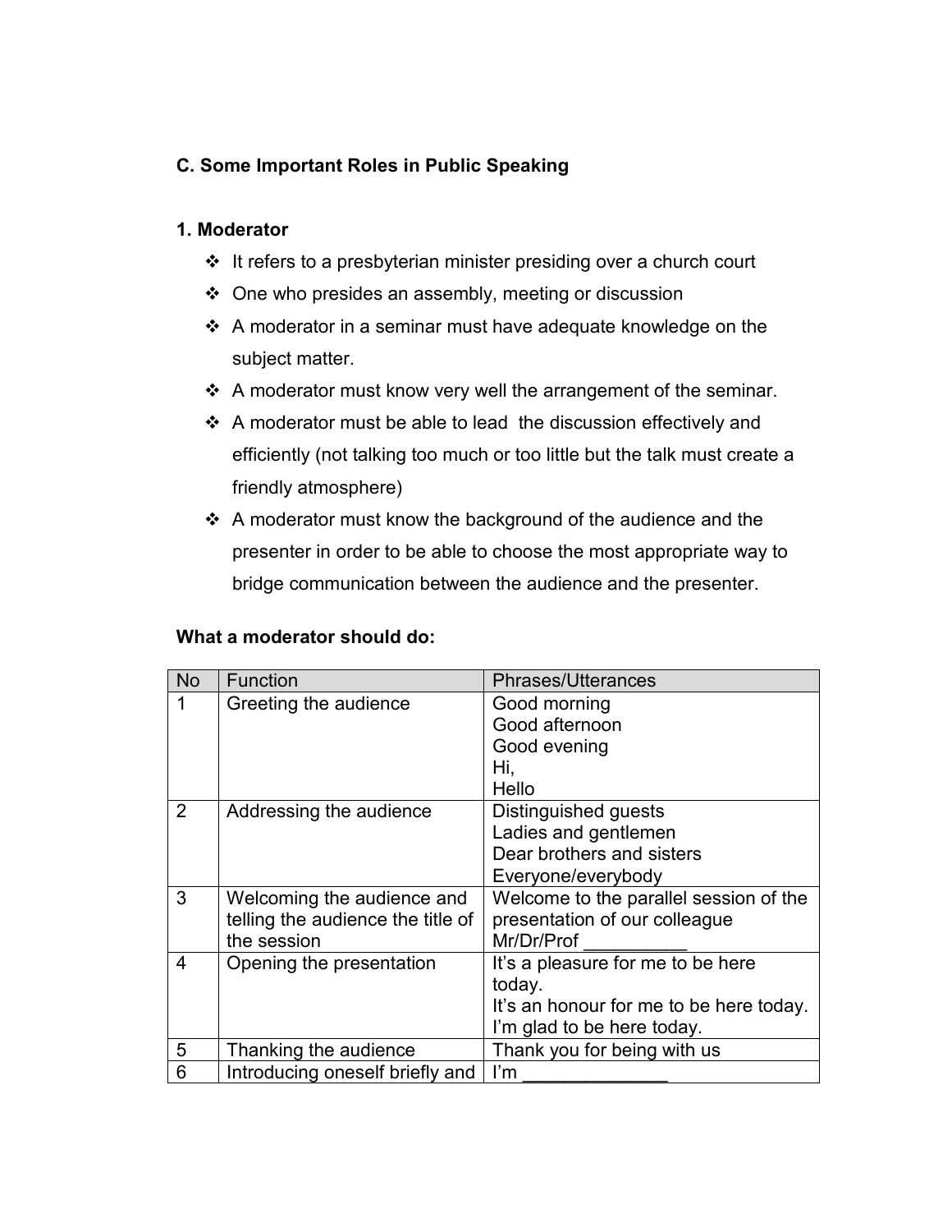### C. Some Important Roles in Public Speaking

#### 1. Moderator

- It refers to a presbyterian minister presiding over a church court
- One who presides an assembly, meeting or discussion
- A moderator in a seminar must have adequate knowledge on the subject matter.
- A moderator must know very well the arrangement of the seminar.
- A moderator must be able to lead the discussion effectively and efficiently (not talking too much or too little but the talk must create a friendly atmosphere)
- A moderator must know the background of the audience and the presenter in order to be able to choose the most appropriate way to bridge communication between the audience and the presenter.

**What a moderator should do:**

| No | Function | Phrases/Utterances |
|---|---|---|
| 1 | Greeting the audience | Good morning<br>Good afternoon<br>Good evening<br>Hi,<br>Hello |
| 2 | Addressing the audience | Distinguished guests<br>Ladies and gentlemen<br>Dear brothers and sisters<br>Everyone/everybody |
| 3 | Welcoming the audience and telling the audience the title of the session | Welcome to the parallel session of the presentation of our colleague Mr/Dr/Prof __________ |
| 4 | Opening the presentation | It's a pleasure for me to be here today.<br>It's an honour for me to be here today.<br>I'm glad to be here today. |
| 5 | Thanking the audience | Thank you for being with us |
| 6 | Introducing oneself briefly and | I'm ______________ |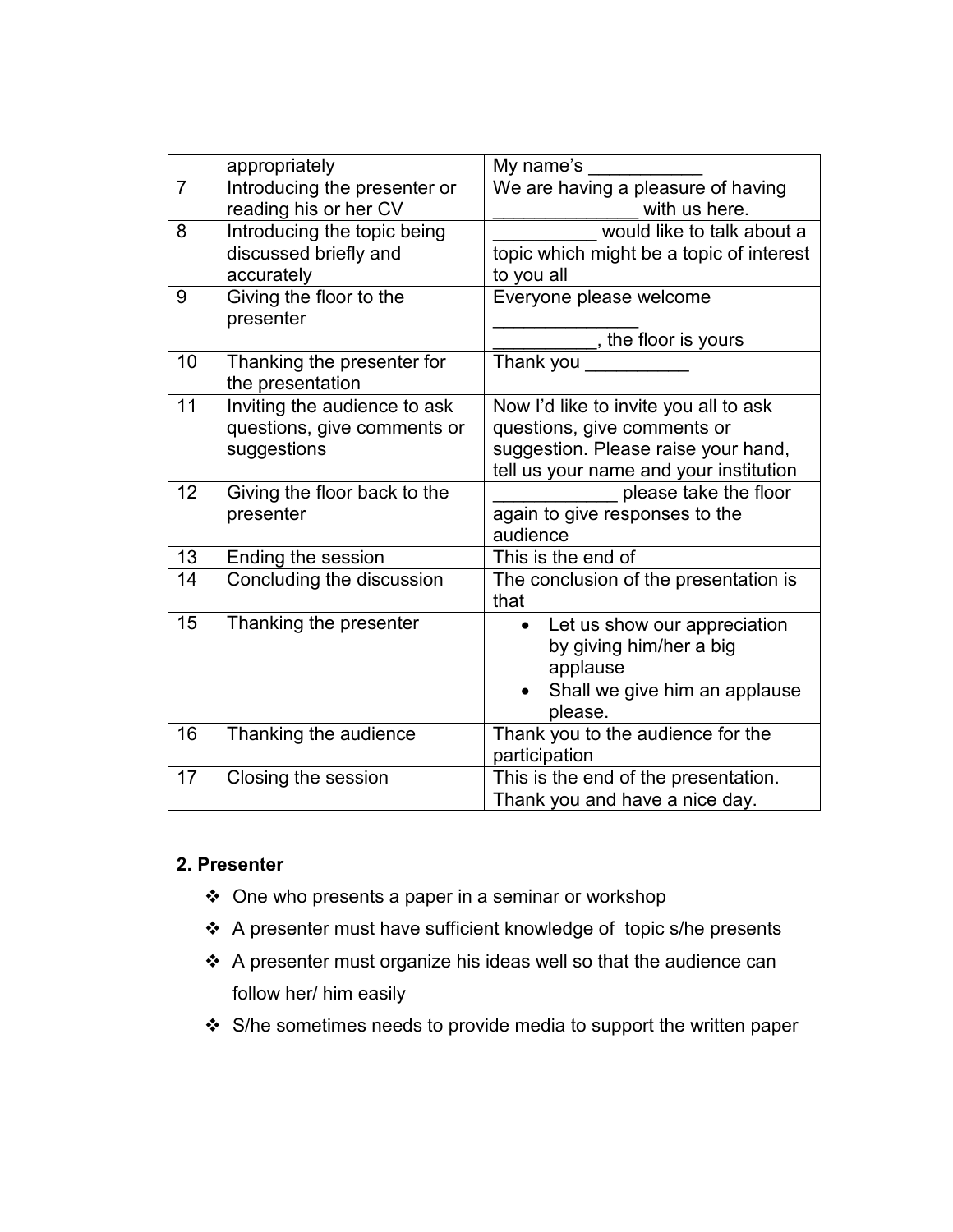| | | |
|---|---|---|
| | appropriately | My name's ___________ |
| 7 | Introducing the presenter or reading his or her CV | We are having a pleasure of having ______________ with us here. |
| 8 | Introducing the topic being discussed briefly and accurately | __________ would like to talk about a topic which might be a topic of interest to you all |
| 9 | Giving the floor to the presenter | Everyone please welcome ______________ __________, the floor is yours |
| 10 | Thanking the presenter for the presentation | Thank you __________ |
| 11 | Inviting the audience to ask questions, give comments or suggestions | Now I'd like to invite you all to ask questions, give comments or suggestion. Please raise your hand, tell us your name and your institution |
| 12 | Giving the floor back to the presenter | ____________ please take the floor again to give responses to the audience |
| 13 | Ending the session | This is the end of |
| 14 | Concluding the discussion | The conclusion of the presentation is that |
| 15 | Thanking the presenter | • Let us show our appreciation by giving him/her a big applause<br>• Shall we give him an applause please. |
| 16 | Thanking the audience | Thank you to the audience for the participation |
| 17 | Closing the session | This is the end of the presentation. Thank you and have a nice day. |

**2. Presenter**

- One who presents a paper in a seminar or workshop
- A presenter must have sufficient knowledge of topic s/he presents
- A presenter must organize his ideas well so that the audience can follow her/ him easily
- S/he sometimes needs to provide media to support the written paper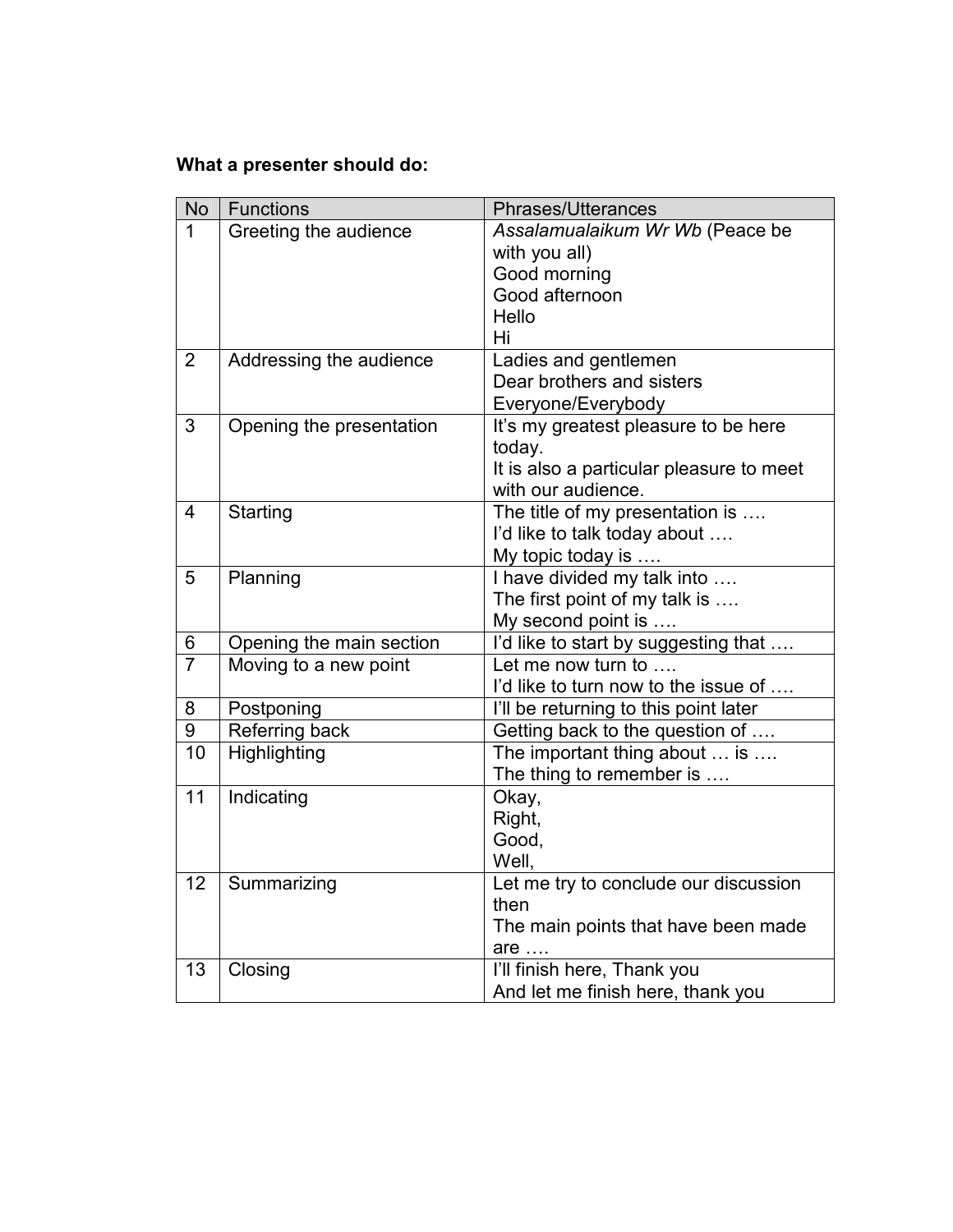**What a presenter should do:**

| No | Functions | Phrases/Utterances |
|---|---|---|
| 1 | Greeting the audience | *Assalamualaikum Wr Wb* (Peace be with you all)<br>Good morning<br>Good afternoon<br>Hello<br>Hi |
| 2 | Addressing the audience | Ladies and gentlemen<br>Dear brothers and sisters<br>Everyone/Everybody |
| 3 | Opening the presentation | It's my greatest pleasure to be here today.<br>It is also a particular pleasure to meet with our audience. |
| 4 | Starting | The title of my presentation is ….<br>I'd like to talk today about ….<br>My topic today is …. |
| 5 | Planning | I have divided my talk into ….<br>The first point of my talk is ….<br>My second point is …. |
| 6 | Opening the main section | I'd like to start by suggesting that …. |
| 7 | Moving to a new point | Let me now turn to ….<br>I'd like to turn now to the issue of …. |
| 8 | Postponing | I'll be returning to this point later |
| 9 | Referring back | Getting back to the question of …. |
| 10 | Highlighting | The important thing about … is ….<br>The thing to remember is …. |
| 11 | Indicating | Okay,<br>Right,<br>Good,<br>Well, |
| 12 | Summarizing | Let me try to conclude our discussion then<br>The main points that have been made are …. |
| 13 | Closing | I'll finish here, Thank you<br>And let me finish here, thank you |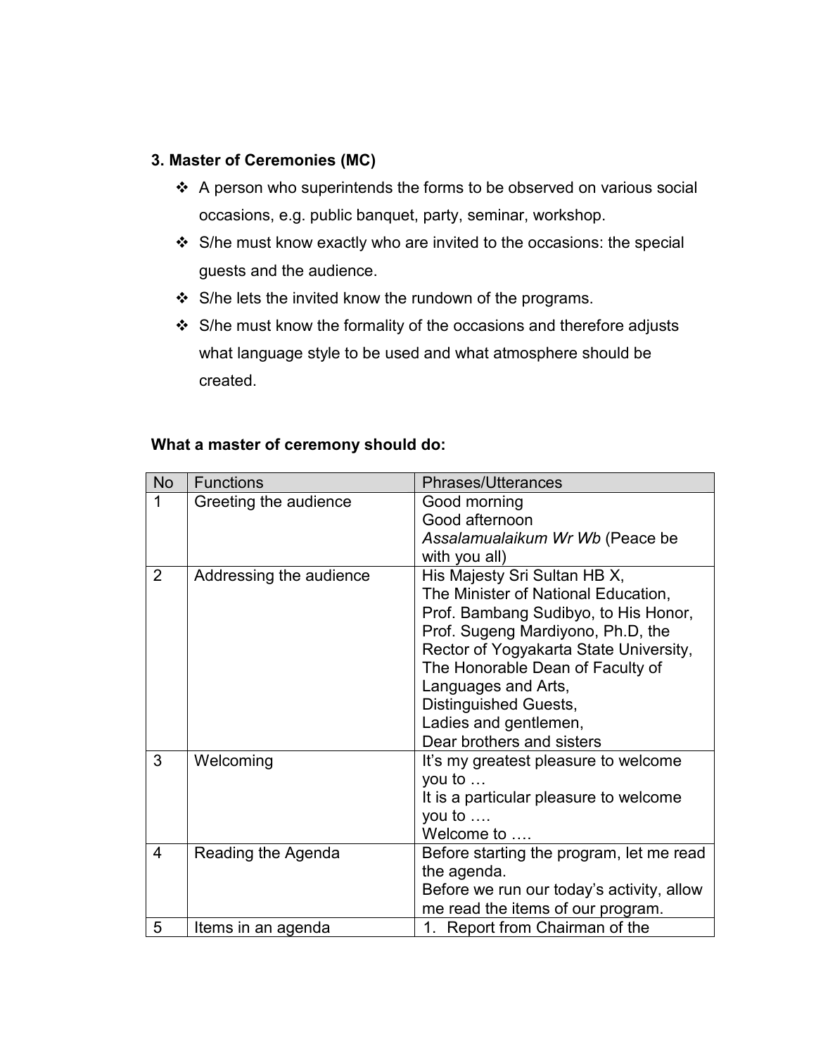**3. Master of Ceremonies (MC)**

- A person who superintends the forms to be observed on various social occasions, e.g. public banquet, party, seminar, workshop.
- S/he must know exactly who are invited to the occasions: the special guests and the audience.
- S/he lets the invited know the rundown of the programs.
- S/he must know the formality of the occasions and therefore adjusts what language style to be used and what atmosphere should be created.

**What a master of ceremony should do:**

| No | Functions | Phrases/Utterances |
|---|---|---|
| 1 | Greeting the audience | Good morning<br>Good afternoon<br>*Assalamualaikum Wr Wb* (Peace be with you all) |
| 2 | Addressing the audience | His Majesty Sri Sultan HB X,<br>The Minister of National Education, Prof. Bambang Sudibyo, to His Honor, Prof. Sugeng Mardiyono, Ph.D, the Rector of Yogyakarta State University,<br>The Honorable Dean of Faculty of Languages and Arts,<br>Distinguished Guests,<br>Ladies and gentlemen,<br>Dear brothers and sisters |
| 3 | Welcoming | It's my greatest pleasure to welcome you to …<br>It is a particular pleasure to welcome you to ….<br>Welcome to …. |
| 4 | Reading the Agenda | Before starting the program, let me read the agenda.<br>Before we run our today's activity, allow me read the items of our program. |
| 5 | Items in an agenda | 1. Report from Chairman of the |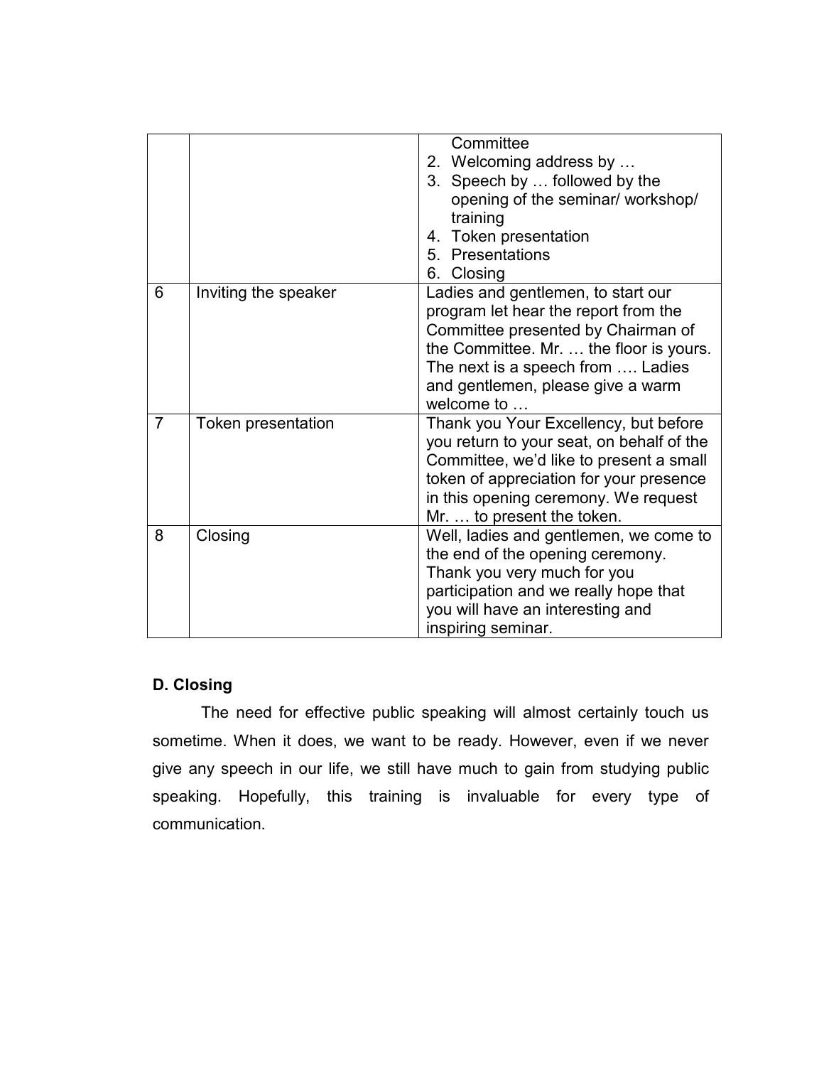| | | |
|---|---|---|
| | | Committee<br>2. Welcoming address by …<br>3. Speech by … followed by the opening of the seminar/ workshop/ training<br>4. Token presentation<br>5. Presentations<br>6. Closing |
| 6 | Inviting the speaker | Ladies and gentlemen, to start our program let hear the report from the Committee presented by Chairman of the Committee. Mr. … the floor is yours. The next is a speech from …. Ladies and gentlemen, please give a warm welcome to … |
| 7 | Token presentation | Thank you Your Excellency, but before you return to your seat, on behalf of the Committee, we'd like to present a small token of appreciation for your presence in this opening ceremony. We request Mr. … to present the token. |
| 8 | Closing | Well, ladies and gentlemen, we come to the end of the opening ceremony. Thank you very much for you participation and we really hope that you will have an interesting and inspiring seminar. |

**D. Closing**

The need for effective public speaking will almost certainly touch us sometime. When it does, we want to be ready. However, even if we never give any speech in our life, we still have much to gain from studying public speaking. Hopefully, this training is invaluable for every type of communication.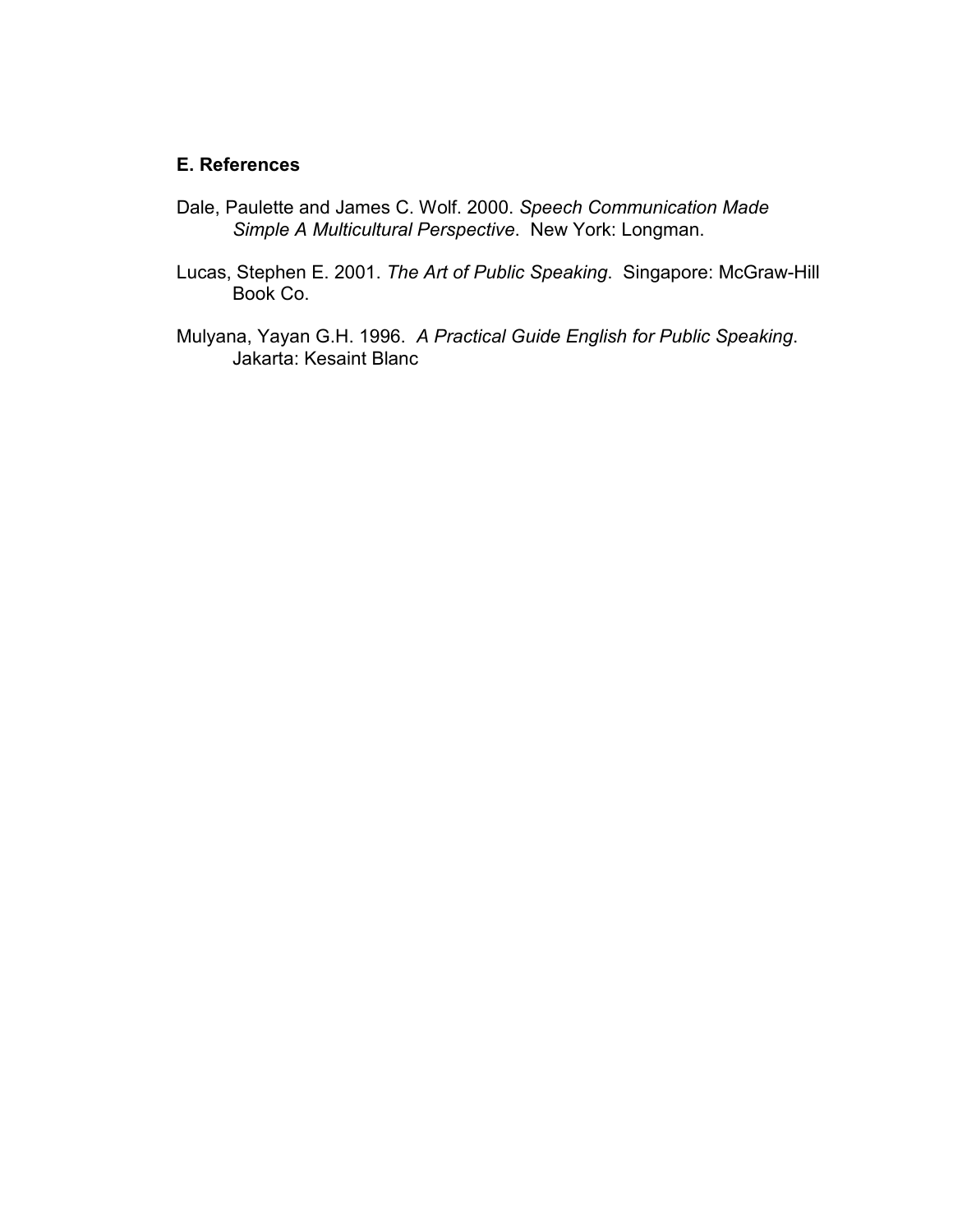## E. References

Dale, Paulette and James C. Wolf. 2000. *Speech Communication Made Simple A Multicultural Perspective*. New York: Longman.

Lucas, Stephen E. 2001. *The Art of Public Speaking*. Singapore: McGraw-Hill Book Co.

Mulyana, Yayan G.H. 1996. *A Practical Guide English for Public Speaking*. Jakarta: Kesaint Blanc